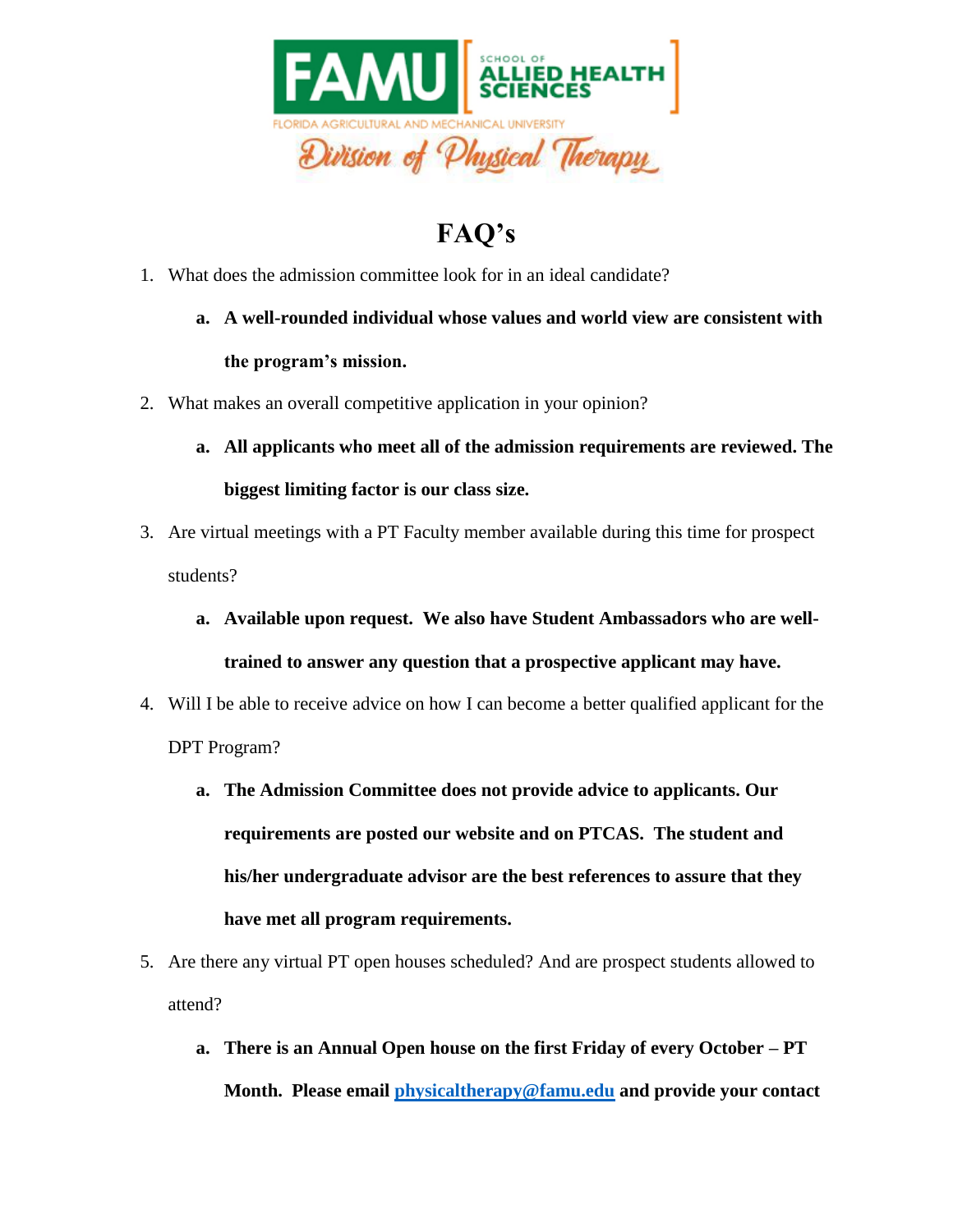# FAQ's

1. What does the admission committee look for in an ideal candidate?
    a. **A well-rounded individual whose values and world view are consistent with the program's mission.**
2. What makes an overall competitive application in your opinion?
    a. **All applicants who meet all of the admission requirements are reviewed. The biggest limiting factor is our class size.**
3. Are virtual meetings with a PT Faculty member available during this time for prospect students?
    a. **Available upon request. We also have Student Ambassadors who are well-trained to answer any question that a prospective applicant may have.**
4. Will I be able to receive advice on how I can become a better qualified applicant for the DPT Program?
    a. **The Admission Committee does not provide advice to applicants. Our requirements are posted our website and on PTCAS. The student and his/her undergraduate advisor are the best references to assure that they have met all program requirements.**
5. Are there any virtual PT open houses scheduled? And are prospect students allowed to attend?
    a. **There is an Annual Open house on the first Friday of every October – PT Month. Please email physicaltherapy@famu.edu and provide your contact**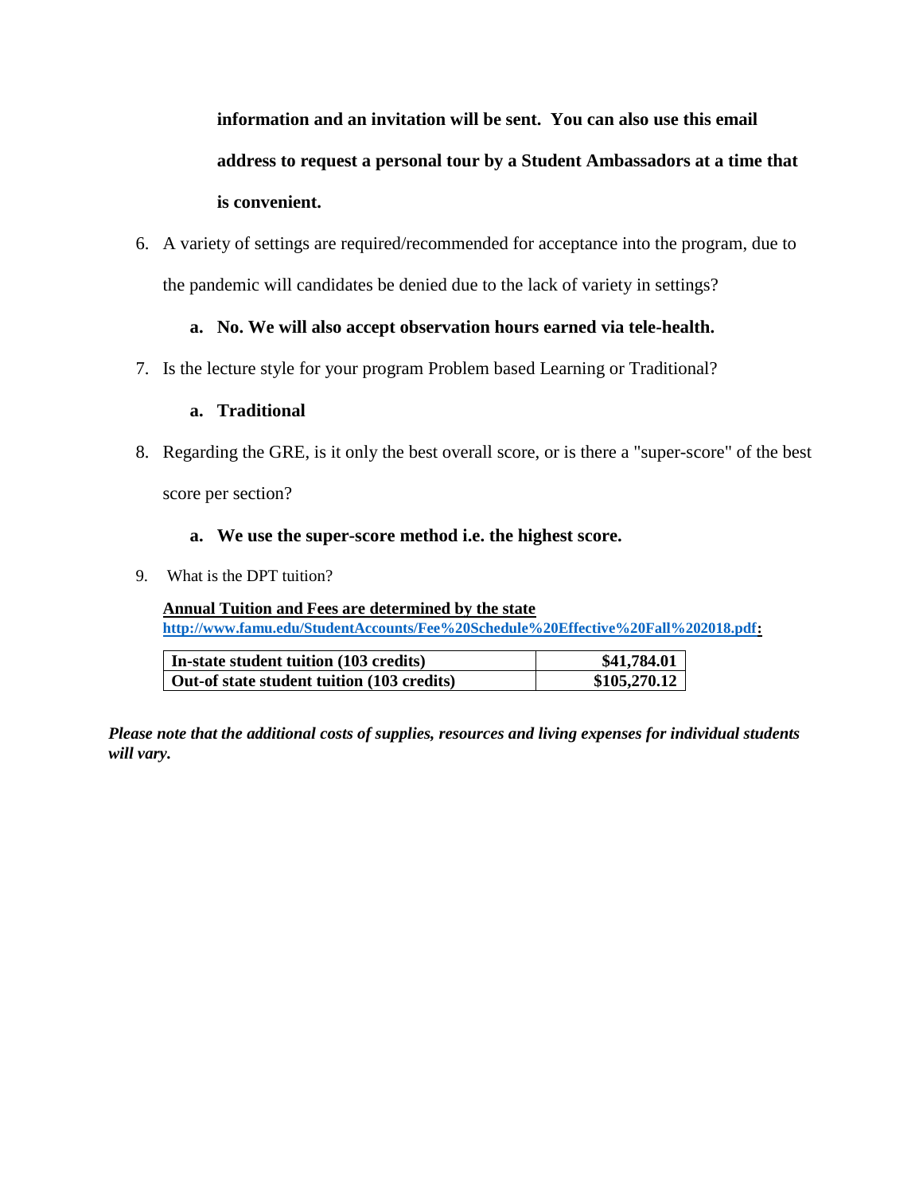**information and an invitation will be sent. You can also use this email address to request a personal tour by a Student Ambassadors at a time that is convenient.**

6. A variety of settings are required/recommended for acceptance into the program, due to the pandemic will candidates be denied due to the lack of variety in settings?
   a. **No. We will also accept observation hours earned via tele-health.**
7. Is the lecture style for your program Problem based Learning or Traditional?
   a. **Traditional**
8. Regarding the GRE, is it only the best overall score, or is there a "super-score" of the best score per section?
   a. **We use the super-score method i.e. the highest score.**
9. What is the DPT tuition?

**Annual Tuition and Fees are determined by the state**
**http://www.famu.edu/StudentAccounts/Fee%20Schedule%20Effective%20Fall%202018.pdf:**

| | |
|---|---|
| **In-state student tuition (103 credits)** | **$41,784.01** |
| **Out-of state student tuition (103 credits)** | **$105,270.12** |

***Please note that the additional costs of supplies, resources and living expenses for individual students will vary.***